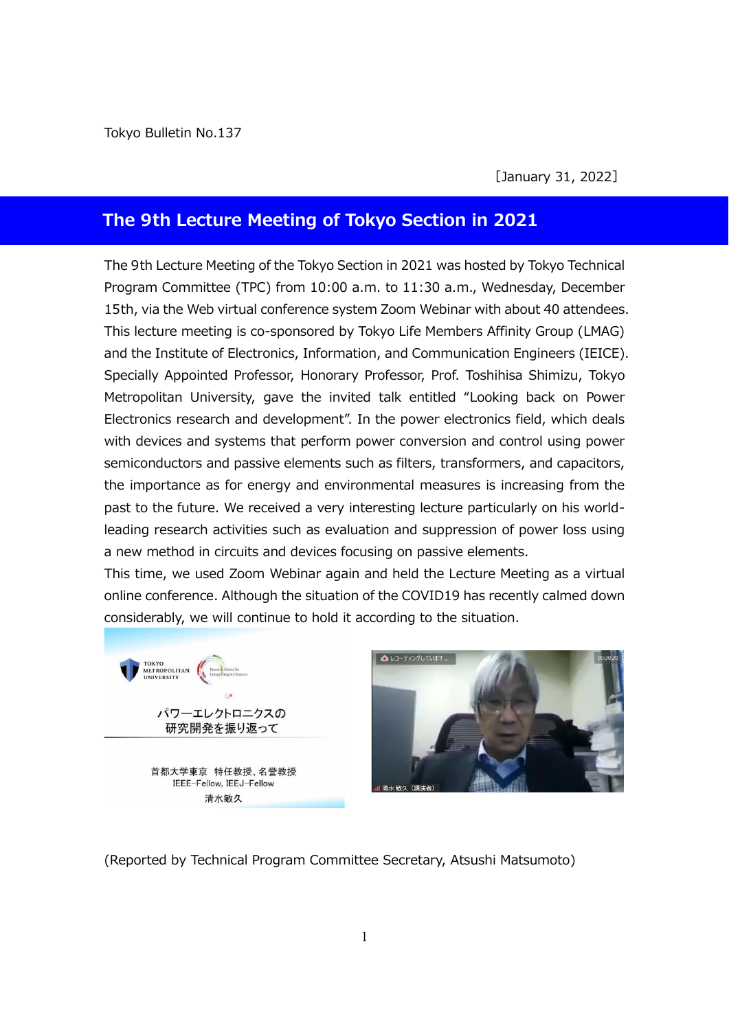Tokyo Bulletin No.137

［January 31, 2022］

# The 9th Lecture Meeting of Tokyo Section in 2021

The 9th Lecture Meeting of the Tokyo Section in 2021 was hosted by Tokyo Technical Program Committee (TPC) from 10:00 a.m. to 11:30 a.m., Wednesday, December 15th, via the Web virtual conference system Zoom Webinar with about 40 attendees. This lecture meeting is co-sponsored by Tokyo Life Members Affinity Group (LMAG) and the Institute of Electronics, Information, and Communication Engineers (IEICE). Specially Appointed Professor, Honorary Professor, Prof. Toshihisa Shimizu, Tokyo Metropolitan University, gave the invited talk entitled "Looking back on Power Electronics research and development". In the power electronics field, which deals with devices and systems that perform power conversion and control using power semiconductors and passive elements such as filters, transformers, and capacitors, the importance as for energy and environmental measures is increasing from the past to the future. We received a very interesting lecture particularly on his world-leading research activities such as evaluation and suppression of power loss using a new method in circuits and devices focusing on passive elements.

This time, we used Zoom Webinar again and held the Lecture Meeting as a virtual online conference. Although the situation of the COVID19 has recently calmed down considerably, we will continue to hold it according to the situation.

(Reported by Technical Program Committee Secretary, Atsushi Matsumoto)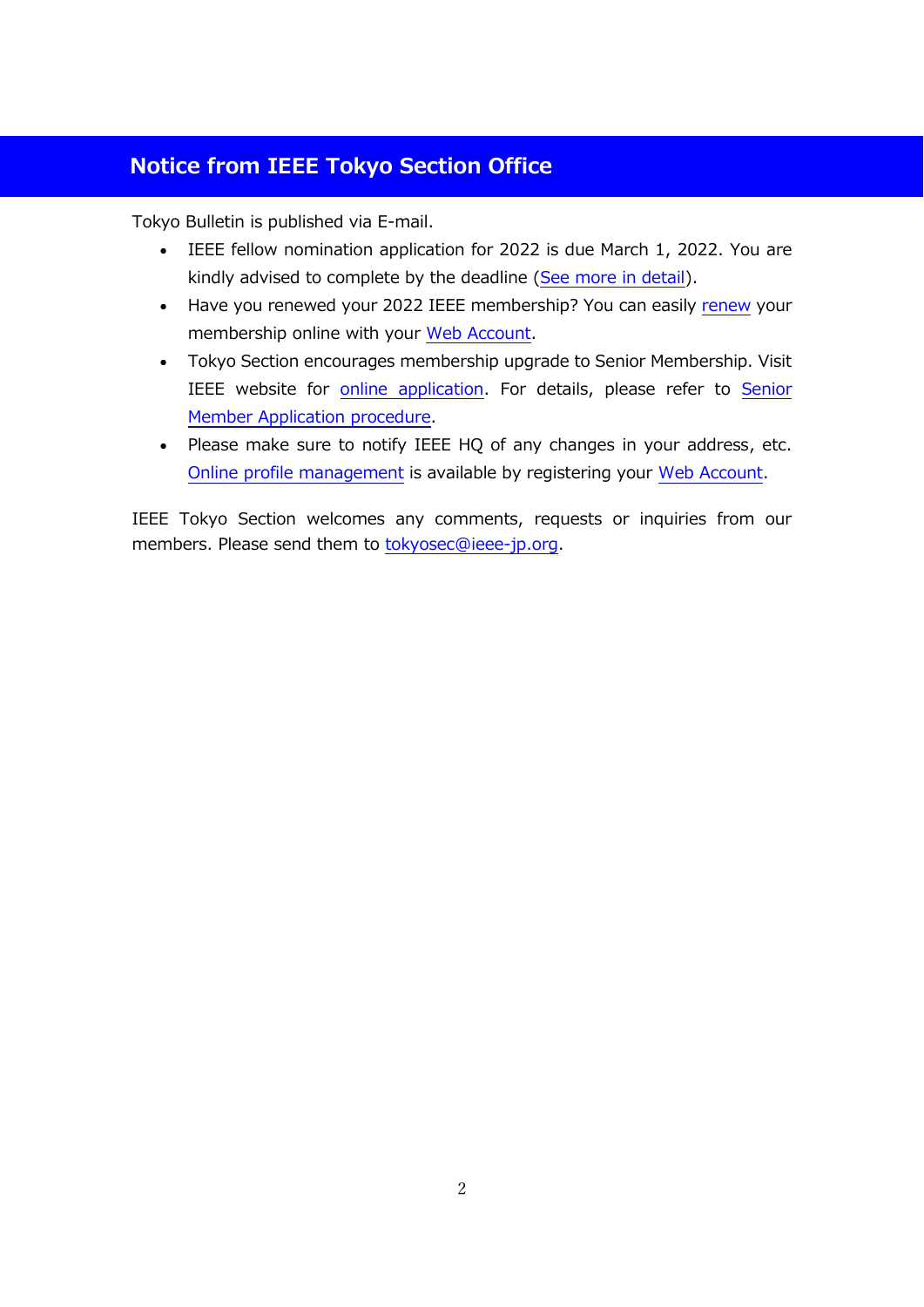## Notice from IEEE Tokyo Section Office

Tokyo Bulletin is published via E-mail.

- IEEE fellow nomination application for 2022 is due March 1, 2022. You are kindly advised to complete by the deadline (See more in detail).
- Have you renewed your 2022 IEEE membership? You can easily renew your membership online with your Web Account.
- Tokyo Section encourages membership upgrade to Senior Membership. Visit IEEE website for online application. For details, please refer to Senior Member Application procedure.
- Please make sure to notify IEEE HQ of any changes in your address, etc. Online profile management is available by registering your Web Account.

IEEE Tokyo Section welcomes any comments, requests or inquiries from our members. Please send them to tokyosec@ieee-jp.org.